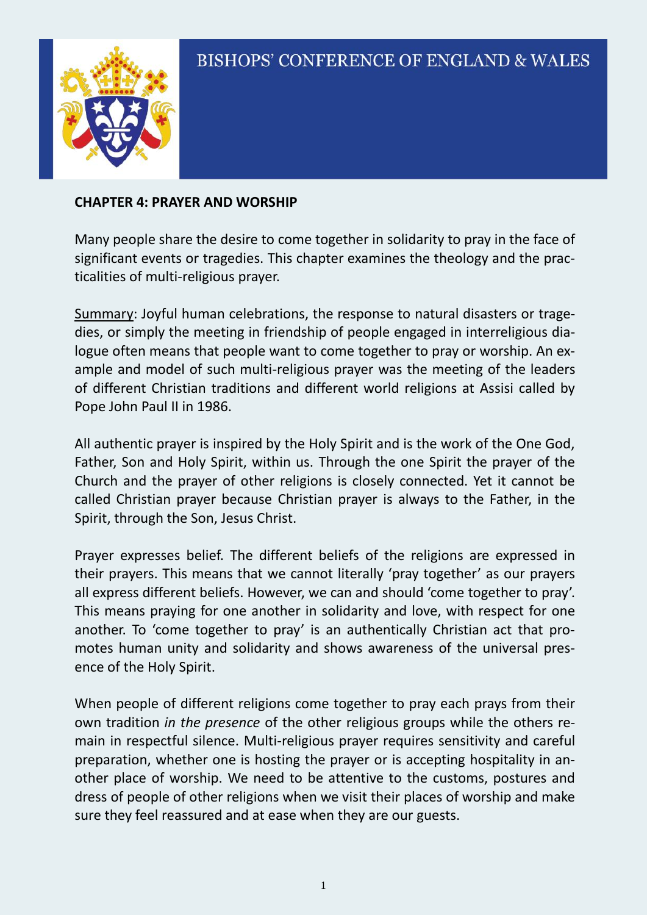BISHOPS' CONFERENCE OF ENGLAND & WALES

## CHAPTER 4: PRAYER AND WORSHIP

Many people share the desire to come together in solidarity to pray in the face of significant events or tragedies. This chapter examines the theology and the practicalities of multi-religious prayer.

Summary: Joyful human celebrations, the response to natural disasters or tragedies, or simply the meeting in friendship of people engaged in interreligious dialogue often means that people want to come together to pray or worship. An example and model of such multi-religious prayer was the meeting of the leaders of different Christian traditions and different world religions at Assisi called by Pope John Paul II in 1986.

All authentic prayer is inspired by the Holy Spirit and is the work of the One God, Father, Son and Holy Spirit, within us. Through the one Spirit the prayer of the Church and the prayer of other religions is closely connected. Yet it cannot be called Christian prayer because Christian prayer is always to the Father, in the Spirit, through the Son, Jesus Christ.

Prayer expresses belief. The different beliefs of the religions are expressed in their prayers. This means that we cannot literally 'pray together' as our prayers all express different beliefs. However, we can and should 'come together to pray'. This means praying for one another in solidarity and love, with respect for one another. To 'come together to pray' is an authentically Christian act that promotes human unity and solidarity and shows awareness of the universal presence of the Holy Spirit.

When people of different religions come together to pray each prays from their own tradition *in the presence* of the other religious groups while the others remain in respectful silence. Multi-religious prayer requires sensitivity and careful preparation, whether one is hosting the prayer or is accepting hospitality in another place of worship. We need to be attentive to the customs, postures and dress of people of other religions when we visit their places of worship and make sure they feel reassured and at ease when they are our guests.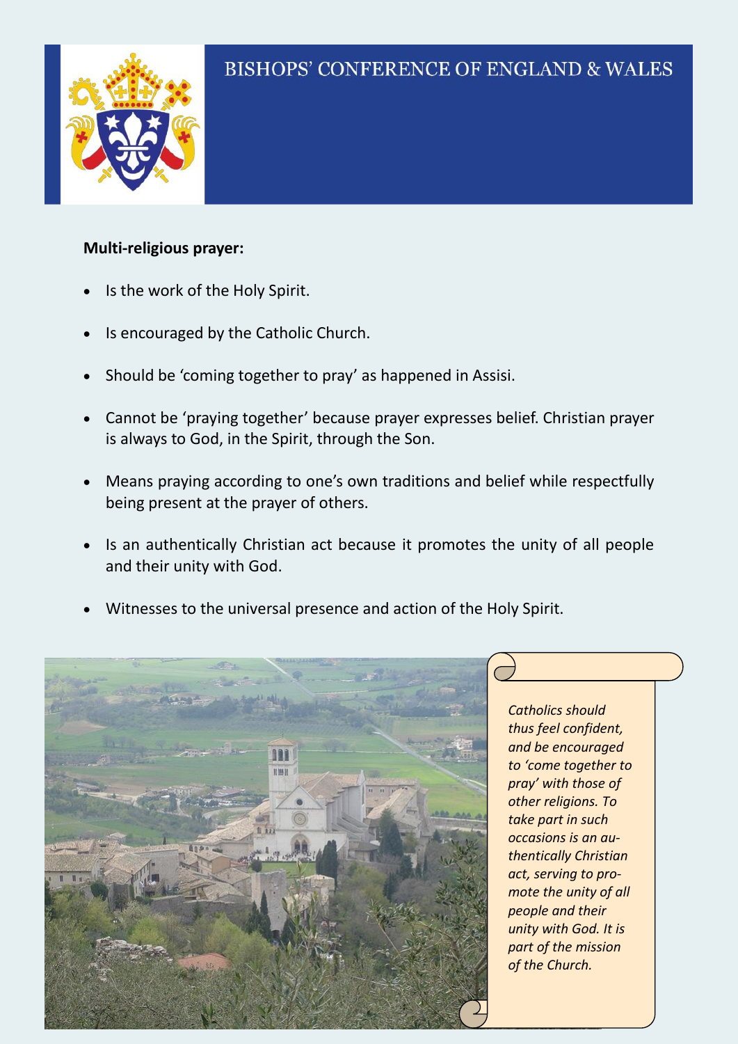BISHOPS' CONFERENCE OF ENGLAND & WALES

**Multi-religious prayer:**

- Is the work of the Holy Spirit.
- Is encouraged by the Catholic Church.
- Should be 'coming together to pray' as happened in Assisi.
- Cannot be 'praying together' because prayer expresses belief. Christian prayer is always to God, in the Spirit, through the Son.
- Means praying according to one's own traditions and belief while respectfully being present at the prayer of others.
- Is an authentically Christian act because it promotes the unity of all people and their unity with God.
- Witnesses to the universal presence and action of the Holy Spirit.

*Catholics should thus feel confident, and be encouraged to 'come together to pray' with those of other religions. To take part in such occasions is an authentically Christian act, serving to promote the unity of all people and their unity with God. It is part of the mission of the Church.*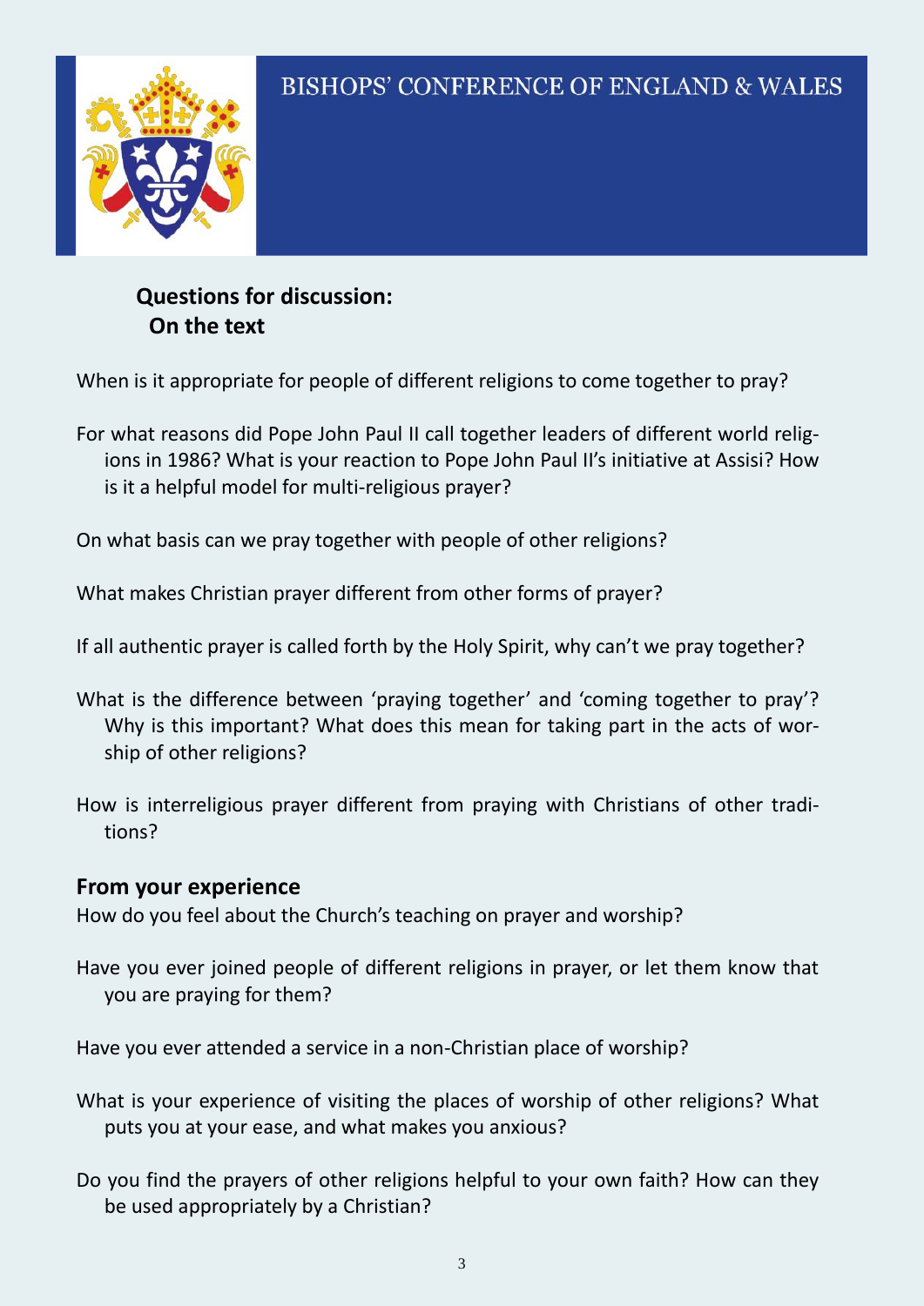BISHOPS' CONFERENCE OF ENGLAND & WALES

## Questions for discussion:
### On the text

When is it appropriate for people of different religions to come together to pray?

For what reasons did Pope John Paul II call together leaders of different world religions in 1986? What is your reaction to Pope John Paul II's initiative at Assisi? How is it a helpful model for multi-religious prayer?

On what basis can we pray together with people of other religions?

What makes Christian prayer different from other forms of prayer?

If all authentic prayer is called forth by the Holy Spirit, why can't we pray together?

What is the difference between 'praying together' and 'coming together to pray'? Why is this important? What does this mean for taking part in the acts of worship of other religions?

How is interreligious prayer different from praying with Christians of other traditions?

### From your experience

How do you feel about the Church's teaching on prayer and worship?

Have you ever joined people of different religions in prayer, or let them know that you are praying for them?

Have you ever attended a service in a non-Christian place of worship?

What is your experience of visiting the places of worship of other religions? What puts you at your ease, and what makes you anxious?

Do you find the prayers of other religions helpful to your own faith? How can they be used appropriately by a Christian?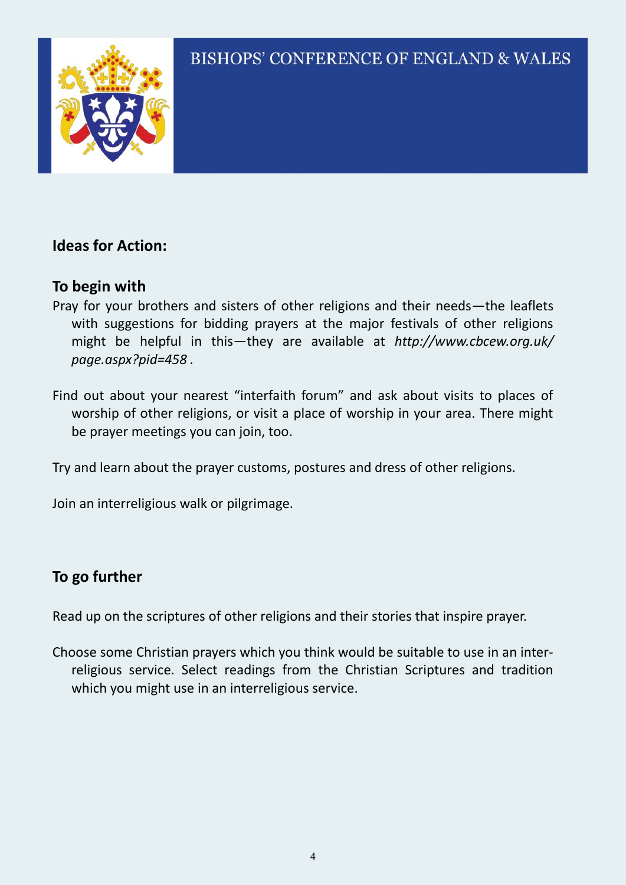BISHOPS' CONFERENCE OF ENGLAND & WALES

## Ideas for Action:

### To begin with

Pray for your brothers and sisters of other religions and their needs—the leaflets with suggestions for bidding prayers at the major festivals of other religions might be helpful in this—they are available at *http://www.cbcew.org.uk/page.aspx?pid=458* .

Find out about your nearest "interfaith forum" and ask about visits to places of worship of other religions, or visit a place of worship in your area. There might be prayer meetings you can join, too.

Try and learn about the prayer customs, postures and dress of other religions.

Join an interreligious walk or pilgrimage.

### To go further

Read up on the scriptures of other religions and their stories that inspire prayer.

Choose some Christian prayers which you think would be suitable to use in an inter-religious service. Select readings from the Christian Scriptures and tradition which you might use in an interreligious service.